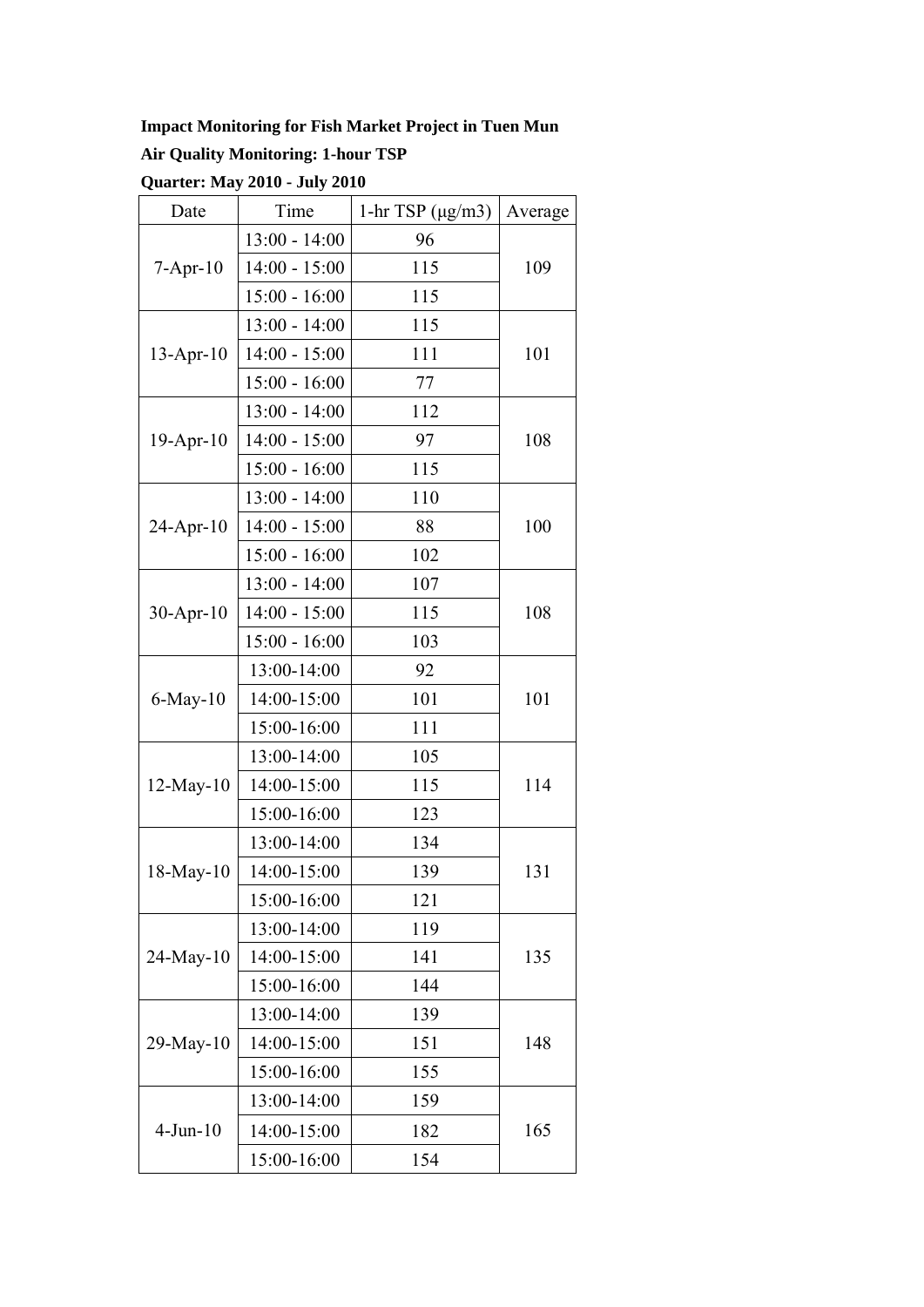**Impact Monitoring for Fish Market Project in Tuen Mun**

**Air Quality Monitoring: 1-hour TSP**

**Quarter: May 2010 - July 2010**

| Date | Time | 1-hr TSP (μg/m3) | Average |
|---|---|---|---|
| 7-Apr-10 | 13:00 - 14:00 | 96 | 109 |
| | 14:00 - 15:00 | 115 | |
| | 15:00 - 16:00 | 115 | |
| 13-Apr-10 | 13:00 - 14:00 | 115 | 101 |
| | 14:00 - 15:00 | 111 | |
| | 15:00 - 16:00 | 77 | |
| 19-Apr-10 | 13:00 - 14:00 | 112 | 108 |
| | 14:00 - 15:00 | 97 | |
| | 15:00 - 16:00 | 115 | |
| 24-Apr-10 | 13:00 - 14:00 | 110 | 100 |
| | 14:00 - 15:00 | 88 | |
| | 15:00 - 16:00 | 102 | |
| 30-Apr-10 | 13:00 - 14:00 | 107 | 108 |
| | 14:00 - 15:00 | 115 | |
| | 15:00 - 16:00 | 103 | |
| 6-May-10 | 13:00-14:00 | 92 | 101 |
| | 14:00-15:00 | 101 | |
| | 15:00-16:00 | 111 | |
| 12-May-10 | 13:00-14:00 | 105 | 114 |
| | 14:00-15:00 | 115 | |
| | 15:00-16:00 | 123 | |
| 18-May-10 | 13:00-14:00 | 134 | 131 |
| | 14:00-15:00 | 139 | |
| | 15:00-16:00 | 121 | |
| 24-May-10 | 13:00-14:00 | 119 | 135 |
| | 14:00-15:00 | 141 | |
| | 15:00-16:00 | 144 | |
| 29-May-10 | 13:00-14:00 | 139 | 148 |
| | 14:00-15:00 | 151 | |
| | 15:00-16:00 | 155 | |
| 4-Jun-10 | 13:00-14:00 | 159 | 165 |
| | 14:00-15:00 | 182 | |
| | 15:00-16:00 | 154 | |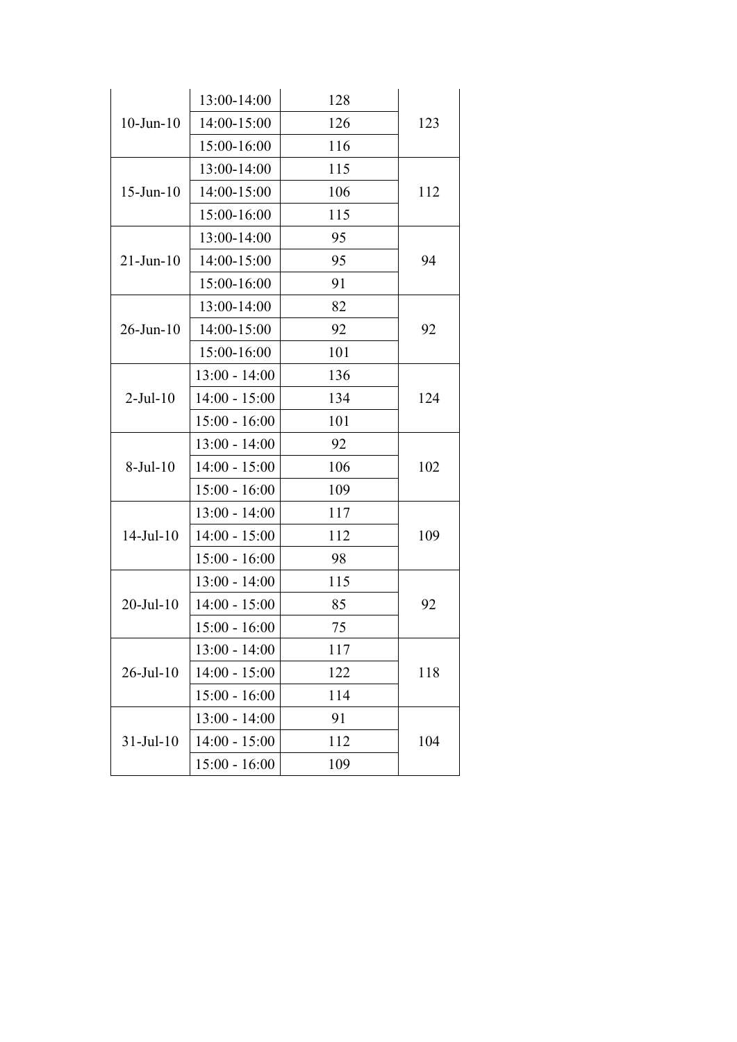| | | | |
|---|---|---|---|
| 10-Jun-10 | 13:00-14:00 | 128 | 123 |
| | 14:00-15:00 | 126 | |
| | 15:00-16:00 | 116 | |
| 15-Jun-10 | 13:00-14:00 | 115 | 112 |
| | 14:00-15:00 | 106 | |
| | 15:00-16:00 | 115 | |
| 21-Jun-10 | 13:00-14:00 | 95 | 94 |
| | 14:00-15:00 | 95 | |
| | 15:00-16:00 | 91 | |
| 26-Jun-10 | 13:00-14:00 | 82 | 92 |
| | 14:00-15:00 | 92 | |
| | 15:00-16:00 | 101 | |
| 2-Jul-10 | 13:00 - 14:00 | 136 | 124 |
| | 14:00 - 15:00 | 134 | |
| | 15:00 - 16:00 | 101 | |
| 8-Jul-10 | 13:00 - 14:00 | 92 | 102 |
| | 14:00 - 15:00 | 106 | |
| | 15:00 - 16:00 | 109 | |
| 14-Jul-10 | 13:00 - 14:00 | 117 | 109 |
| | 14:00 - 15:00 | 112 | |
| | 15:00 - 16:00 | 98 | |
| 20-Jul-10 | 13:00 - 14:00 | 115 | 92 |
| | 14:00 - 15:00 | 85 | |
| | 15:00 - 16:00 | 75 | |
| 26-Jul-10 | 13:00 - 14:00 | 117 | 118 |
| | 14:00 - 15:00 | 122 | |
| | 15:00 - 16:00 | 114 | |
| 31-Jul-10 | 13:00 - 14:00 | 91 | 104 |
| | 14:00 - 15:00 | 112 | |
| | 15:00 - 16:00 | 109 | |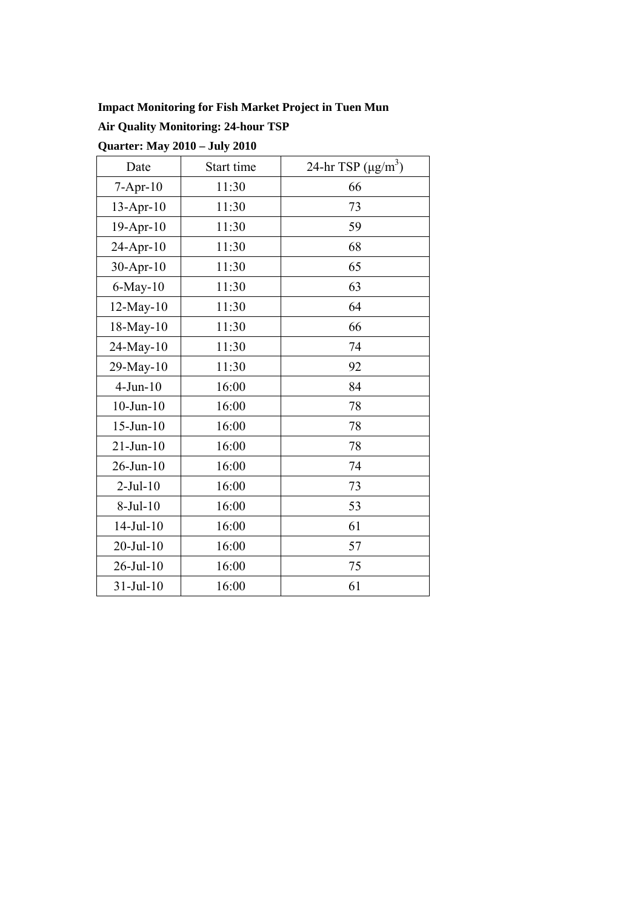**Impact Monitoring for Fish Market Project in Tuen Mun**

**Air Quality Monitoring: 24-hour TSP**

**Quarter: May 2010 – July 2010**

| Date | Start time | 24-hr TSP (μg/m$^3$) |
|---|---|---|
| 7-Apr-10 | 11:30 | 66 |
| 13-Apr-10 | 11:30 | 73 |
| 19-Apr-10 | 11:30 | 59 |
| 24-Apr-10 | 11:30 | 68 |
| 30-Apr-10 | 11:30 | 65 |
| 6-May-10 | 11:30 | 63 |
| 12-May-10 | 11:30 | 64 |
| 18-May-10 | 11:30 | 66 |
| 24-May-10 | 11:30 | 74 |
| 29-May-10 | 11:30 | 92 |
| 4-Jun-10 | 16:00 | 84 |
| 10-Jun-10 | 16:00 | 78 |
| 15-Jun-10 | 16:00 | 78 |
| 21-Jun-10 | 16:00 | 78 |
| 26-Jun-10 | 16:00 | 74 |
| 2-Jul-10 | 16:00 | 73 |
| 8-Jul-10 | 16:00 | 53 |
| 14-Jul-10 | 16:00 | 61 |
| 20-Jul-10 | 16:00 | 57 |
| 26-Jul-10 | 16:00 | 75 |
| 31-Jul-10 | 16:00 | 61 |